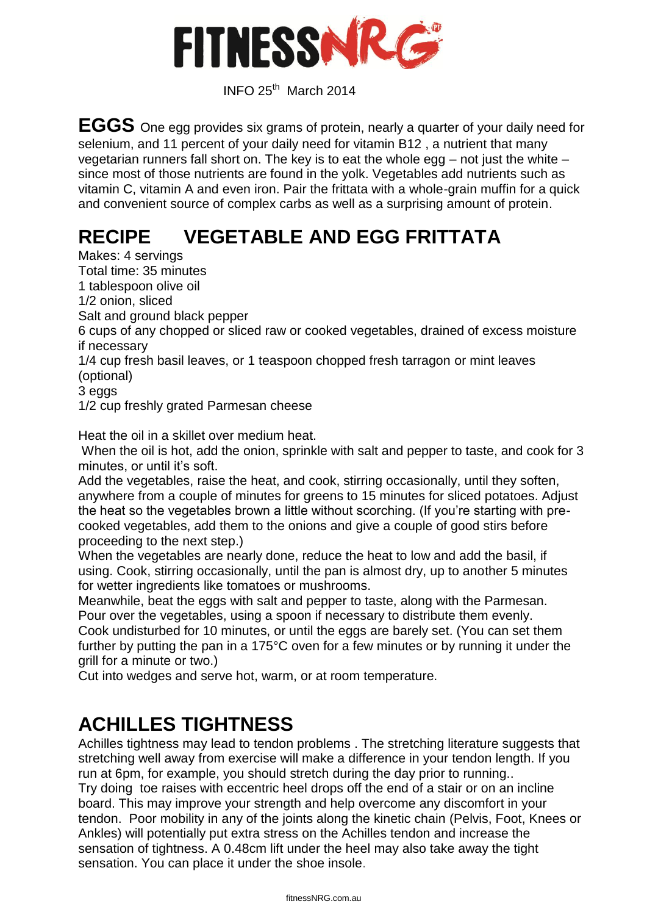# FITNESSNRG

INFO 25th March 2014

**EGGS** One egg provides six grams of protein, nearly a quarter of your daily need for selenium, and 11 percent of your daily need for vitamin B12 , a nutrient that many vegetarian runners fall short on. The key is to eat the whole egg – not just the white – since most of those nutrients are found in the yolk. Vegetables add nutrients such as vitamin C, vitamin A and even iron. Pair the frittata with a whole-grain muffin for a quick and convenient source of complex carbs as well as a surprising amount of protein.

## RECIPE VEGETABLE AND EGG FRITTATA

Makes: 4 servings
Total time: 35 minutes
1 tablespoon olive oil
1/2 onion, sliced
Salt and ground black pepper
6 cups of any chopped or sliced raw or cooked vegetables, drained of excess moisture if necessary
1/4 cup fresh basil leaves, or 1 teaspoon chopped fresh tarragon or mint leaves (optional)
3 eggs
1/2 cup freshly grated Parmesan cheese

Heat the oil in a skillet over medium heat.
When the oil is hot, add the onion, sprinkle with salt and pepper to taste, and cook for 3 minutes, or until it's soft.
Add the vegetables, raise the heat, and cook, stirring occasionally, until they soften, anywhere from a couple of minutes for greens to 15 minutes for sliced potatoes. Adjust the heat so the vegetables brown a little without scorching. (If you're starting with pre-cooked vegetables, add them to the onions and give a couple of good stirs before proceeding to the next step.)
When the vegetables are nearly done, reduce the heat to low and add the basil, if using. Cook, stirring occasionally, until the pan is almost dry, up to another 5 minutes for wetter ingredients like tomatoes or mushrooms.
Meanwhile, beat the eggs with salt and pepper to taste, along with the Parmesan. Pour over the vegetables, using a spoon if necessary to distribute them evenly.
Cook undisturbed for 10 minutes, or until the eggs are barely set. (You can set them further by putting the pan in a 175°C oven for a few minutes or by running it under the grill for a minute or two.)
Cut into wedges and serve hot, warm, or at room temperature.

## ACHILLES TIGHTNESS

Achilles tightness may lead to tendon problems . The stretching literature suggests that stretching well away from exercise will make a difference in your tendon length. If you run at 6pm, for example, you should stretch during the day prior to running..
Try doing toe raises with eccentric heel drops off the end of a stair or on an incline board. This may improve your strength and help overcome any discomfort in your tendon. Poor mobility in any of the joints along the kinetic chain (Pelvis, Foot, Knees or Ankles) will potentially put extra stress on the Achilles tendon and increase the sensation of tightness. A 0.48cm lift under the heel may also take away the tight sensation. You can place it under the shoe insole.

fitnessNRG.com.au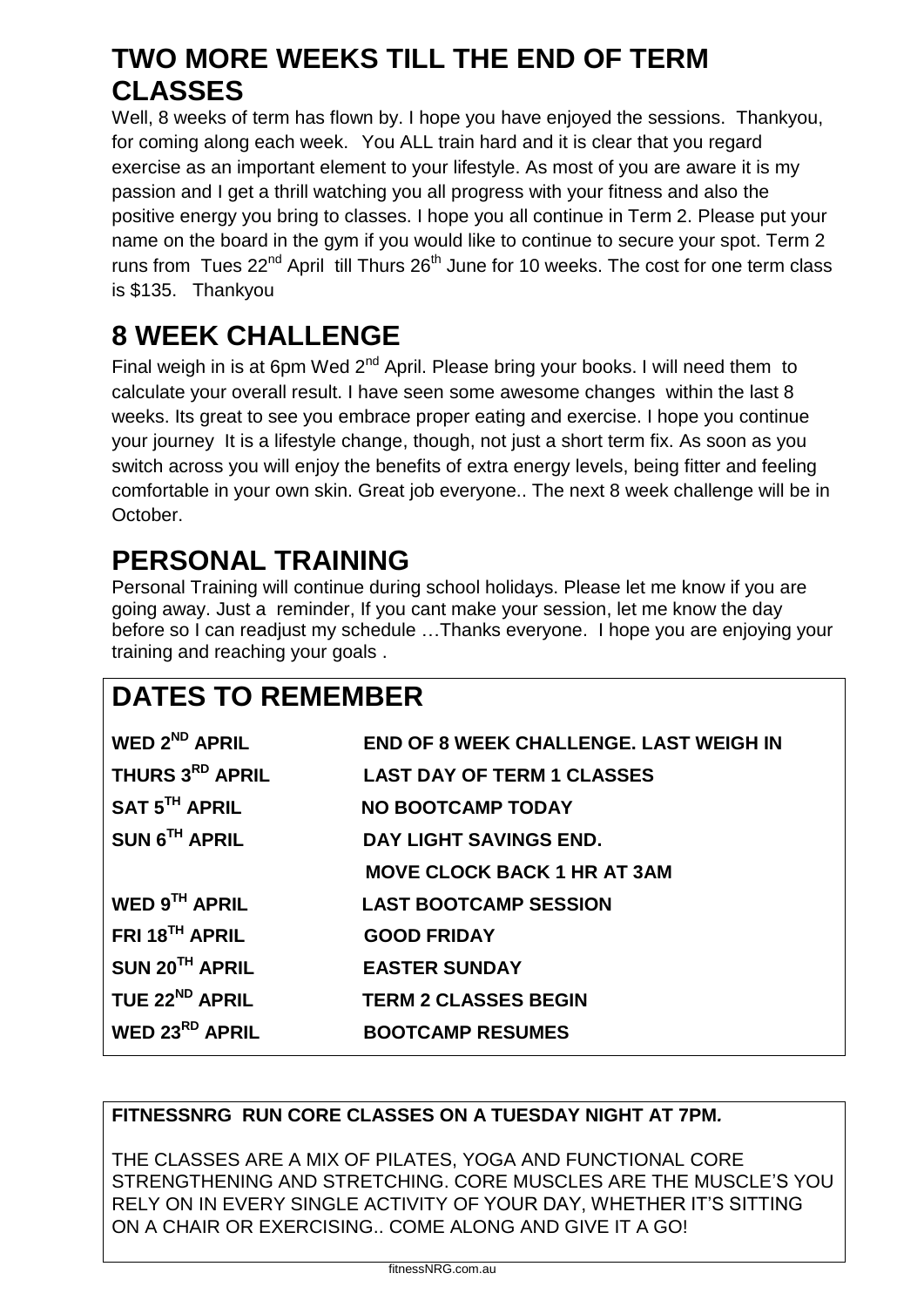## TWO MORE WEEKS TILL THE END OF TERM CLASSES

Well, 8 weeks of term has flown by. I hope you have enjoyed the sessions. Thankyou, for coming along each week. You ALL train hard and it is clear that you regard exercise as an important element to your lifestyle. As most of you are aware it is my passion and I get a thrill watching you all progress with your fitness and also the positive energy you bring to classes. I hope you all continue in Term 2. Please put your name on the board in the gym if you would like to continue to secure your spot. Term 2 runs from Tues 22nd April till Thurs 26th June for 10 weeks. The cost for one term class is $135. Thankyou

## 8 WEEK CHALLENGE

Final weigh in is at 6pm Wed 2nd April. Please bring your books. I will need them to calculate your overall result. I have seen some awesome changes within the last 8 weeks. Its great to see you embrace proper eating and exercise. I hope you continue your journey It is a lifestyle change, though, not just a short term fix. As soon as you switch across you will enjoy the benefits of extra energy levels, being fitter and feeling comfortable in your own skin. Great job everyone.. The next 8 week challenge will be in October.

## PERSONAL TRAINING

Personal Training will continue during school holidays. Please let me know if you are going away. Just a reminder, If you cant make your session, let me know the day before so I can readjust my schedule …Thanks everyone. I hope you are enjoying your training and reaching your goals .

## DATES TO REMEMBER

| | |
|---|---|
| **WED 2ND APRIL** | **END OF 8 WEEK CHALLENGE. LAST WEIGH IN** |
| **THURS 3RD APRIL** | **LAST DAY OF TERM 1 CLASSES** |
| **SAT 5TH APRIL** | **NO BOOTCAMP TODAY** |
| **SUN 6TH APRIL** | **DAY LIGHT SAVINGS END.** |
| | **MOVE CLOCK BACK 1 HR AT 3AM** |
| **WED 9TH APRIL** | **LAST BOOTCAMP SESSION** |
| **FRI 18TH APRIL** | **GOOD FRIDAY** |
| **SUN 20TH APRIL** | **EASTER SUNDAY** |
| **TUE 22ND APRIL** | **TERM 2 CLASSES BEGIN** |
| **WED 23RD APRIL** | **BOOTCAMP RESUMES** |

**FITNESSNRG RUN CORE CLASSES ON A TUESDAY NIGHT AT 7PM.**

THE CLASSES ARE A MIX OF PILATES, YOGA AND FUNCTIONAL CORE STRENGTHENING AND STRETCHING. CORE MUSCLES ARE THE MUSCLE'S YOU RELY ON IN EVERY SINGLE ACTIVITY OF YOUR DAY, WHETHER IT'S SITTING ON A CHAIR OR EXERCISING.. COME ALONG AND GIVE IT A GO!

fitnessNRG.com.au